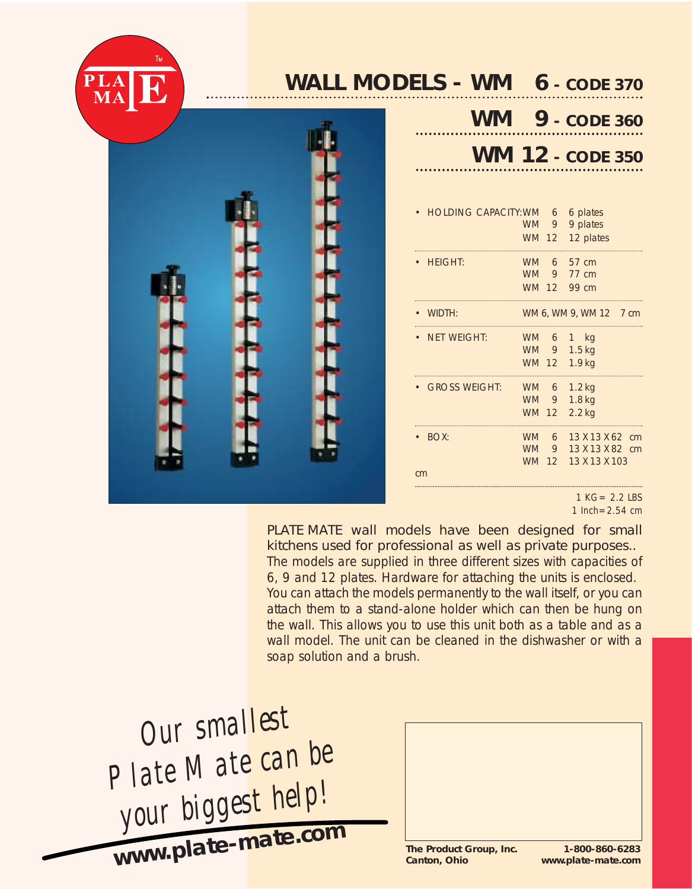PLATE MATE™

# WALL MODELS - WM 6 - CODE 370

## WM 9 - CODE 360

## WM 12 - CODE 350

| Specification | Model | Value |
|---|---|---|
| • HOLDING CAPACITY: | WM 6 | 6 plates |
| | WM 9 | 9 plates |
| | WM 12 | 12 plates |
| • HEIGHT: | WM 6 | 57 cm |
| | WM 9 | 77 cm |
| | WM 12 | 99 cm |
| • WIDTH: | WM 6, WM 9, WM 12 | 7 cm |
| • NET WEIGHT: | WM 6 | 1 kg |
| | WM 9 | 1.5 kg |
| | WM 12 | 1.9 kg |
| • GROSS WEIGHT: | WM 6 | 1.2 kg |
| | WM 9 | 1.8 kg |
| | WM 12 | 2.2 kg |
| • BOX: | WM 6 | 13 X 13 X 62 cm |
| | WM 9 | 13 X 13 X 82 cm |
| | WM 12 | 13 X 13 X 103 cm |

1 KG = 2.2 LBS
1 Inch = 2.54 cm

PLATE MATE wall models have been designed for small kitchens used for professional as well as private purposes.. The models are supplied in three different sizes with capacities of 6, 9 and 12 plates. Hardware for attaching the units is enclosed. You can attach the models permanently to the wall itself, or you can attach them to a stand-alone holder which can then be hung on the wall. This allows you to use this unit both as a table and as a wall model. The unit can be cleaned in the dishwasher or with a soap solution and a brush.

*Our smallest Plate Mate can be your biggest help!*

**www.plate-mate.com**

**The Product Group, Inc.**
**Canton, Ohio**

**1-800-860-6283**
**www.plate-mate.com**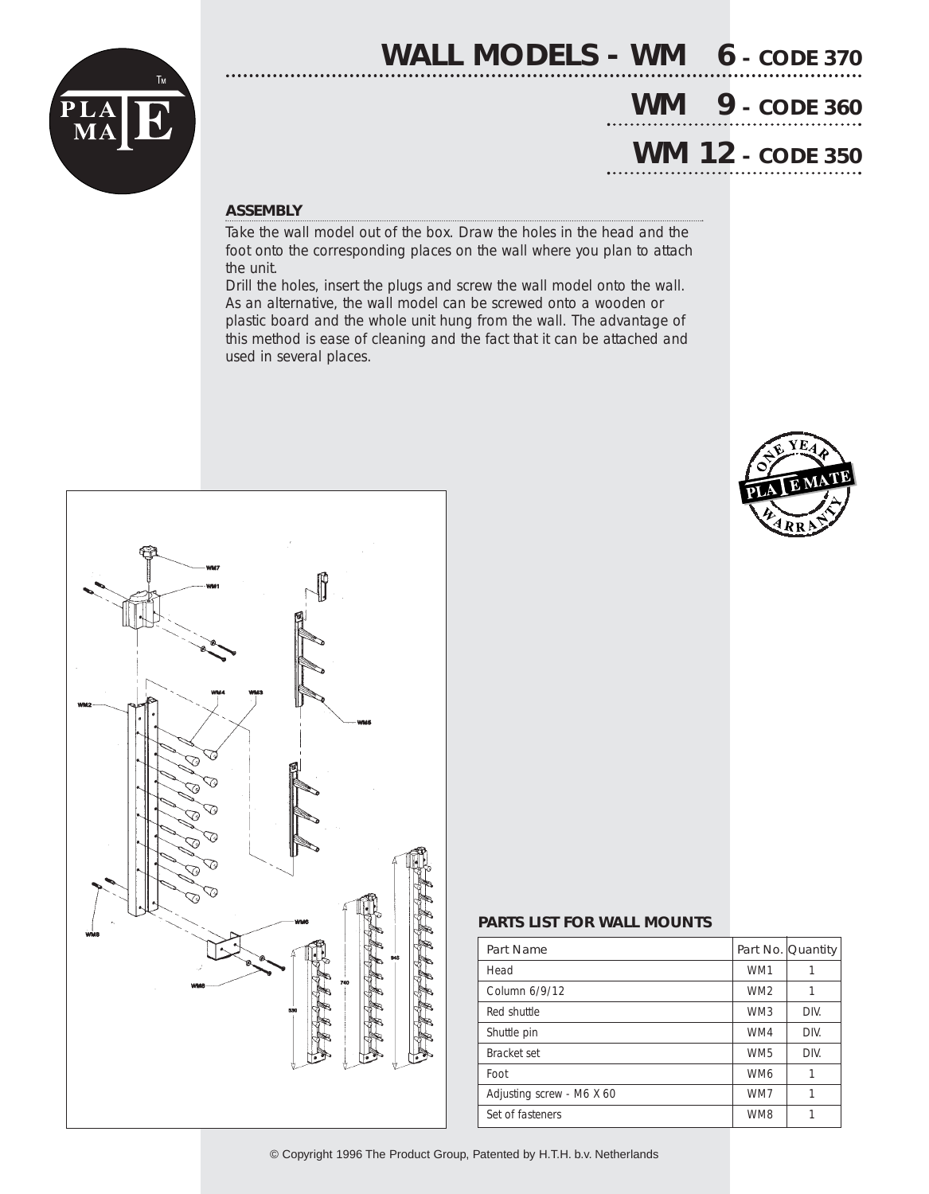# WALL MODELS - WM 6 - CODE 370

## WM 9 - CODE 360

## WM 12 - CODE 350

### ASSEMBLY

Take the wall model out of the box. Draw the holes in the head and the foot onto the corresponding places on the wall where you plan to attach the unit.
Drill the holes, insert the plugs and screw the wall model onto the wall.
As an alternative, the wall model can be screwed onto a wooden or plastic board and the whole unit hung from the wall. The advantage of this method is ease of cleaning and the fact that it can be attached and used in several places.

WM7
WM1
WM4
WM3
WM2
WM5
WM6
WM8
530
740
945

### PARTS LIST FOR WALL MOUNTS

| Part Name | Part No. | Quantity |
|---|---|---|
| Head | WM1 | 1 |
| Column 6/9/12 | WM2 | 1 |
| Red shuttle | WM3 | DIV. |
| Shuttle pin | WM4 | DIV. |
| Bracket set | WM5 | DIV. |
| Foot | WM6 | 1 |
| Adjusting screw - M6 X 60 | WM7 | 1 |
| Set of fasteners | WM8 | 1 |

© Copyright 1996 The Product Group, Patented by H.T.H. b.v. Netherlands